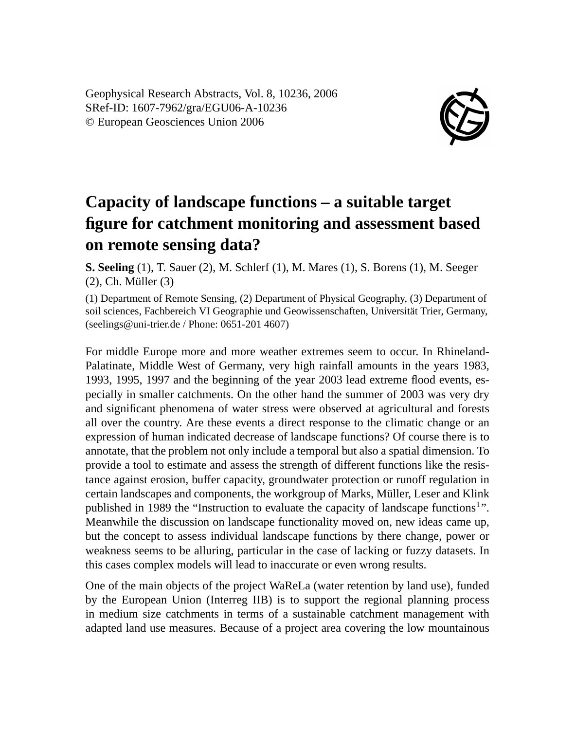Geophysical Research Abstracts, Vol. 8, 10236, 2006
SRef-ID: 1607-7962/gra/EGU06-A-10236
© European Geosciences Union 2006

# Capacity of landscape functions – a suitable target figure for catchment monitoring and assessment based on remote sensing data?

**S. Seeling** (1), T. Sauer (2), M. Schlerf (1), M. Mares (1), S. Borens (1), M. Seeger (2), Ch. Müller (3)

(1) Department of Remote Sensing, (2) Department of Physical Geography, (3) Department of soil sciences, Fachbereich VI Geographie und Geowissenschaften, Universität Trier, Germany, (seelings@uni-trier.de / Phone: 0651-201 4607)

For middle Europe more and more weather extremes seem to occur. In Rhineland-Palatinate, Middle West of Germany, very high rainfall amounts in the years 1983, 1993, 1995, 1997 and the beginning of the year 2003 lead extreme flood events, especially in smaller catchments. On the other hand the summer of 2003 was very dry and significant phenomena of water stress were observed at agricultural and forests all over the country. Are these events a direct response to the climatic change or an expression of human indicated decrease of landscape functions? Of course there is to annotate, that the problem not only include a temporal but also a spatial dimension. To provide a tool to estimate and assess the strength of different functions like the resistance against erosion, buffer capacity, groundwater protection or runoff regulation in certain landscapes and components, the workgroup of Marks, Müller, Leser and Klink published in 1989 the "Instruction to evaluate the capacity of landscape functions[1]". Meanwhile the discussion on landscape functionality moved on, new ideas came up, but the concept to assess individual landscape functions by there change, power or weakness seems to be alluring, particular in the case of lacking or fuzzy datasets. In this cases complex models will lead to inaccurate or even wrong results.

One of the main objects of the project WaReLa (water retention by land use), funded by the European Union (Interreg IIB) is to support the regional planning process in medium size catchments in terms of a sustainable catchment management with adapted land use measures. Because of a project area covering the low mountainous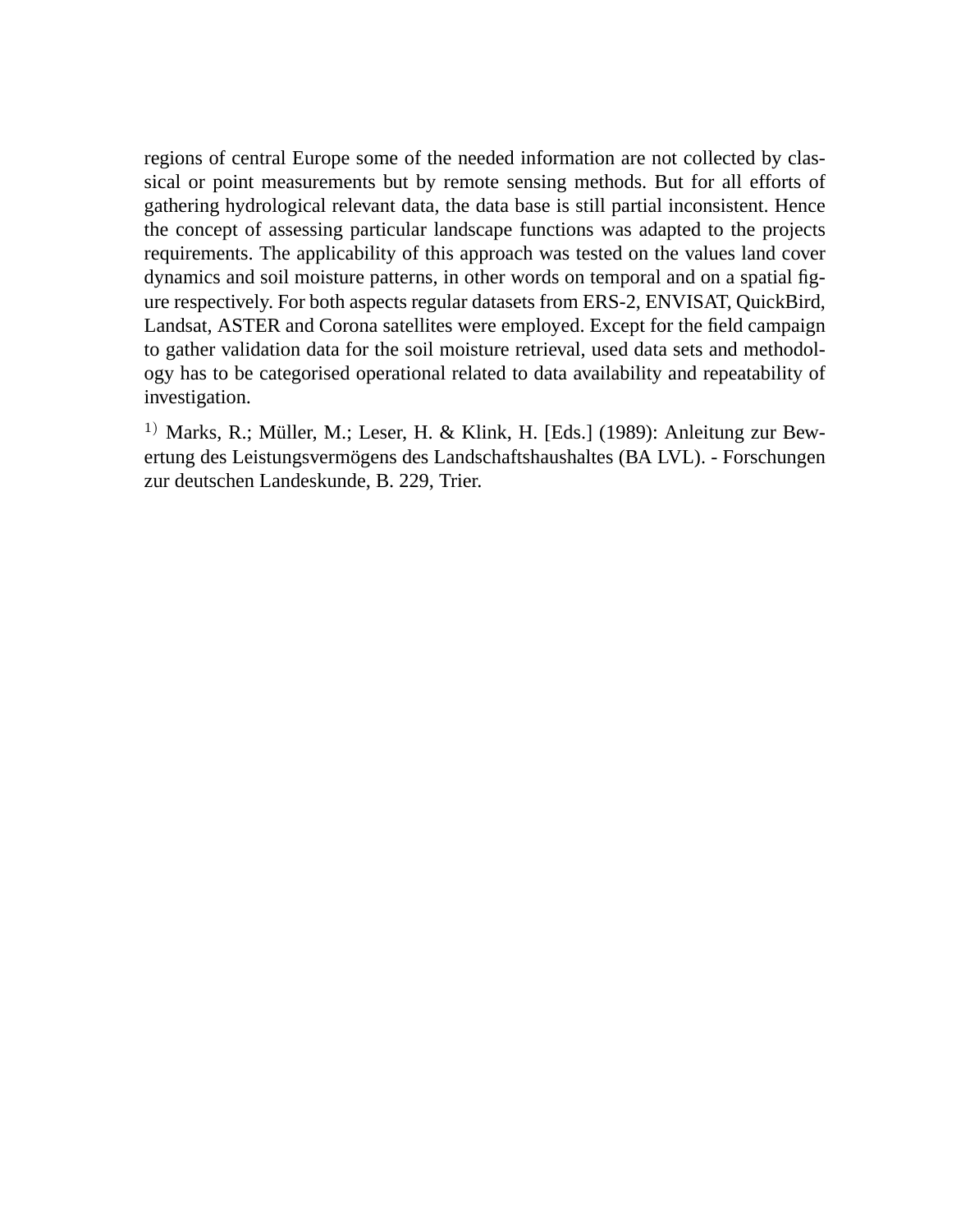regions of central Europe some of the needed information are not collected by classical or point measurements but by remote sensing methods. But for all efforts of gathering hydrological relevant data, the data base is still partial inconsistent. Hence the concept of assessing particular landscape functions was adapted to the projects requirements. The applicability of this approach was tested on the values land cover dynamics and soil moisture patterns, in other words on temporal and on a spatial figure respectively. For both aspects regular datasets from ERS-2, ENVISAT, QuickBird, Landsat, ASTER and Corona satellites were employed. Except for the field campaign to gather validation data for the soil moisture retrieval, used data sets and methodology has to be categorised operational related to data availability and repeatability of investigation.

[1)] Marks, R.; Müller, M.; Leser, H. & Klink, H. [Eds.] (1989): Anleitung zur Bewertung des Leistungsvermögens des Landschaftshaushaltes (BA LVL). - Forschungen zur deutschen Landeskunde, B. 229, Trier.